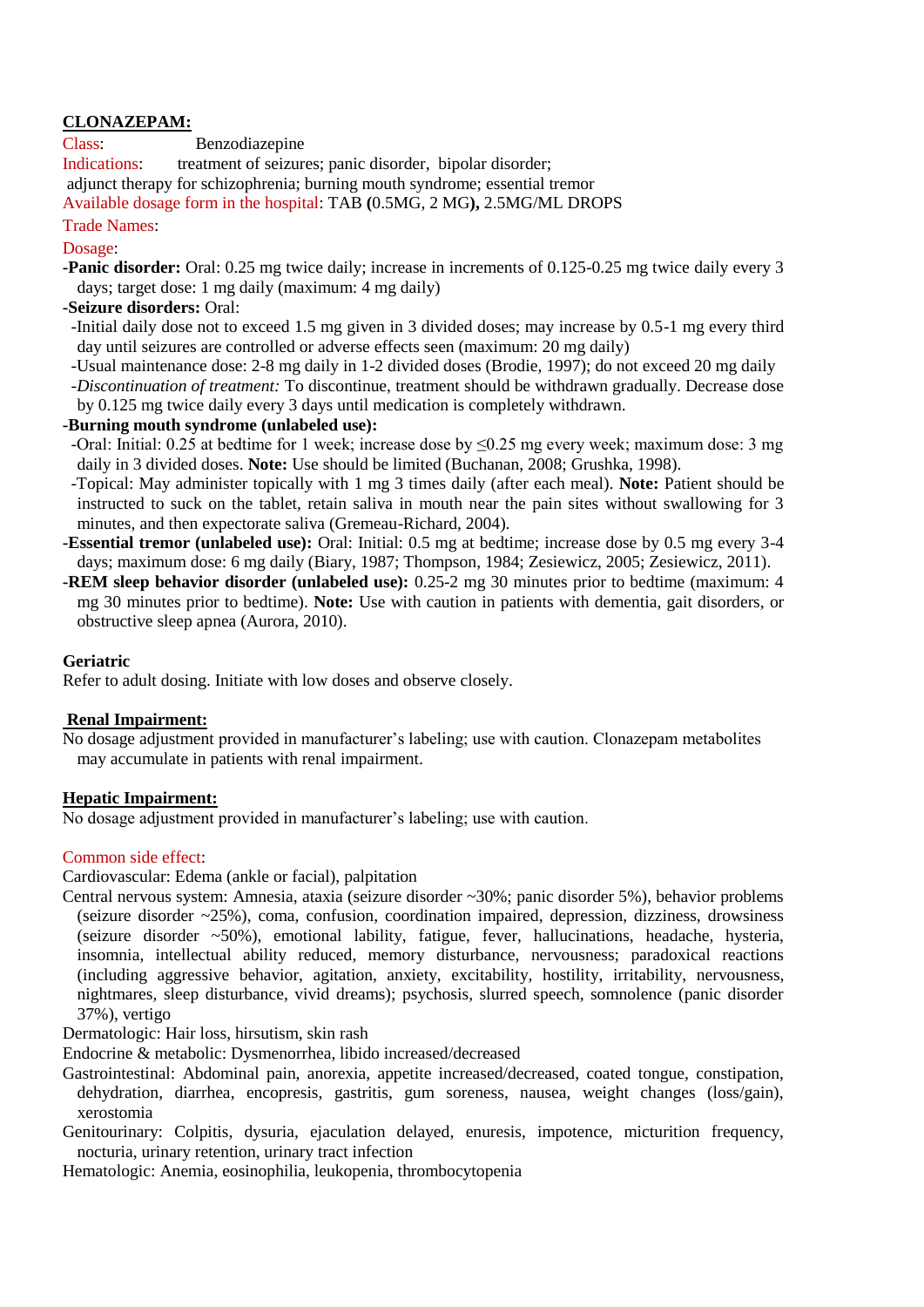## CLONAZEPAM:

Class: Benzodiazepine

Indications: treatment of seizures; panic disorder, bipolar disorder; adjunct therapy for schizophrenia; burning mouth syndrome; essential tremor

Available dosage form in the hospital: TAB **(**0.5MG, 2 MG**),** 2.5MG/ML DROPS

Trade Names:

Dosage:

**-Panic disorder:** Oral: 0.25 mg twice daily; increase in increments of 0.125-0.25 mg twice daily every 3 days; target dose: 1 mg daily (maximum: 4 mg daily)

**-Seizure disorders:** Oral:

-Initial daily dose not to exceed 1.5 mg given in 3 divided doses; may increase by 0.5-1 mg every third day until seizures are controlled or adverse effects seen (maximum: 20 mg daily)

-Usual maintenance dose: 2-8 mg daily in 1-2 divided doses (Brodie, 1997); do not exceed 20 mg daily

-*Discontinuation of treatment:* To discontinue, treatment should be withdrawn gradually. Decrease dose by 0.125 mg twice daily every 3 days until medication is completely withdrawn.

**-Burning mouth syndrome (unlabeled use):**

-Oral: Initial: 0.25 at bedtime for 1 week; increase dose by ≤0.25 mg every week; maximum dose: 3 mg daily in 3 divided doses. **Note:** Use should be limited (Buchanan, 2008; Grushka, 1998).

-Topical: May administer topically with 1 mg 3 times daily (after each meal). **Note:** Patient should be instructed to suck on the tablet, retain saliva in mouth near the pain sites without swallowing for 3 minutes, and then expectorate saliva (Gremeau-Richard, 2004).

**-Essential tremor (unlabeled use):** Oral: Initial: 0.5 mg at bedtime; increase dose by 0.5 mg every 3-4 days; maximum dose: 6 mg daily (Biary, 1987; Thompson, 1984; Zesiewicz, 2005; Zesiewicz, 2011).

**-REM sleep behavior disorder (unlabeled use):** 0.25-2 mg 30 minutes prior to bedtime (maximum: 4 mg 30 minutes prior to bedtime). **Note:** Use with caution in patients with dementia, gait disorders, or obstructive sleep apnea (Aurora, 2010).

**Geriatric**

Refer to adult dosing. Initiate with low doses and observe closely.

### Renal Impairment:

No dosage adjustment provided in manufacturer's labeling; use with caution. Clonazepam metabolites may accumulate in patients with renal impairment.

### Hepatic Impairment:

No dosage adjustment provided in manufacturer's labeling; use with caution.

Common side effect:

Cardiovascular: Edema (ankle or facial), palpitation

Central nervous system: Amnesia, ataxia (seizure disorder ~30%; panic disorder 5%), behavior problems (seizure disorder ~25%), coma, confusion, coordination impaired, depression, dizziness, drowsiness (seizure disorder ~50%), emotional lability, fatigue, fever, hallucinations, headache, hysteria, insomnia, intellectual ability reduced, memory disturbance, nervousness; paradoxical reactions (including aggressive behavior, agitation, anxiety, excitability, hostility, irritability, nervousness, nightmares, sleep disturbance, vivid dreams); psychosis, slurred speech, somnolence (panic disorder 37%), vertigo

Dermatologic: Hair loss, hirsutism, skin rash

Endocrine & metabolic: Dysmenorrhea, libido increased/decreased

Gastrointestinal: Abdominal pain, anorexia, appetite increased/decreased, coated tongue, constipation, dehydration, diarrhea, encopresis, gastritis, gum soreness, nausea, weight changes (loss/gain), xerostomia

Genitourinary: Colpitis, dysuria, ejaculation delayed, enuresis, impotence, micturition frequency, nocturia, urinary retention, urinary tract infection

Hematologic: Anemia, eosinophilia, leukopenia, thrombocytopenia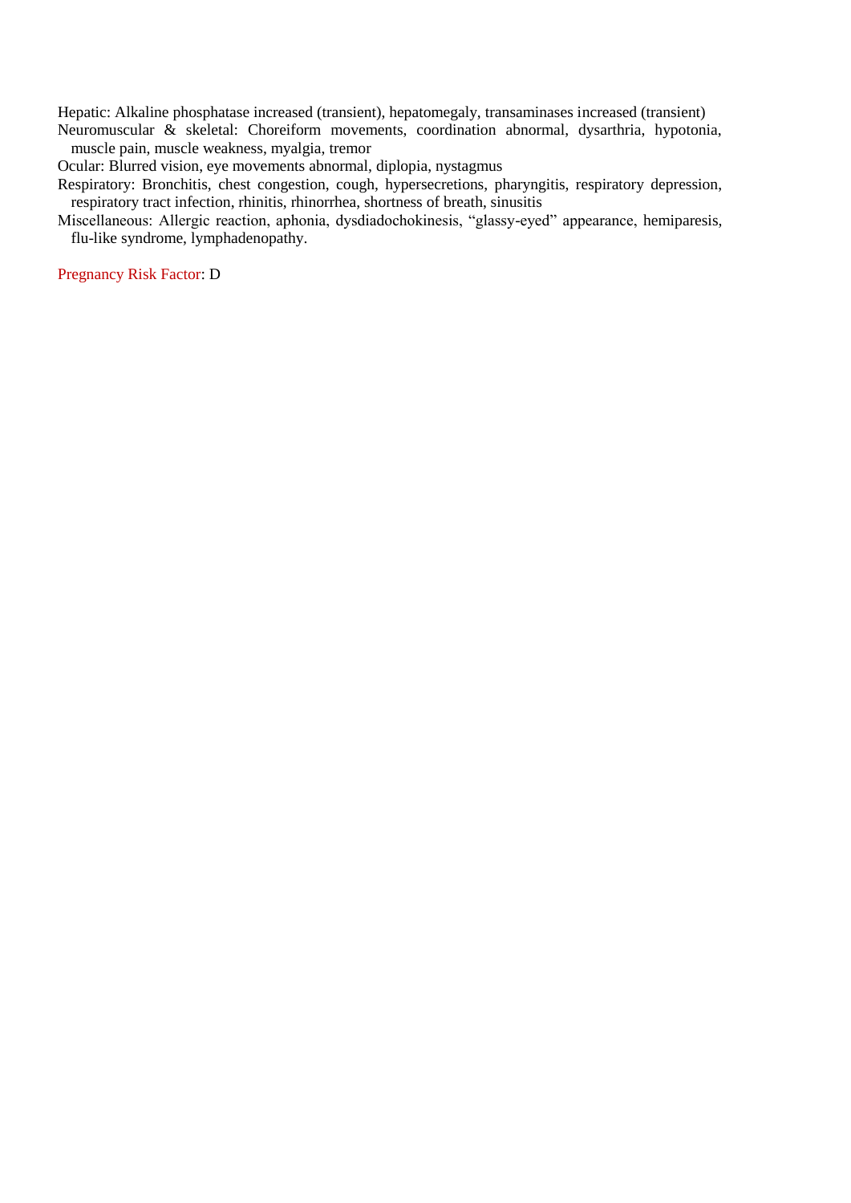Hepatic: Alkaline phosphatase increased (transient), hepatomegaly, transaminases increased (transient)

Neuromuscular & skeletal: Choreiform movements, coordination abnormal, dysarthria, hypotonia, muscle pain, muscle weakness, myalgia, tremor

Ocular: Blurred vision, eye movements abnormal, diplopia, nystagmus

Respiratory: Bronchitis, chest congestion, cough, hypersecretions, pharyngitis, respiratory depression, respiratory tract infection, rhinitis, rhinorrhea, shortness of breath, sinusitis

Miscellaneous: Allergic reaction, aphonia, dysdiadochokinesis, “glassy-eyed” appearance, hemiparesis, flu-like syndrome, lymphadenopathy.

Pregnancy Risk Factor: D